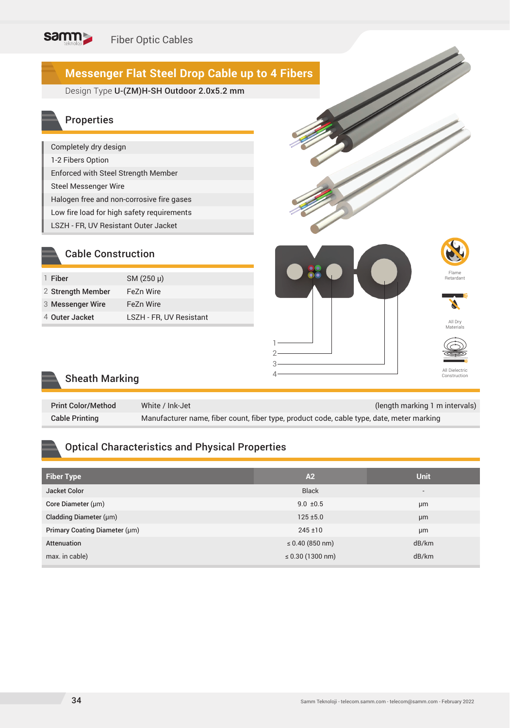# Messenger Flat Steel Drop Cable up to 4 Fibers

Design Type **U-(ZM)H-SH Outdoor 2.0x5.2 mm**

## Properties

- Completely dry design
- 1-2 Fibers Option
- Enforced with Steel Strength Member
- Steel Messenger Wire
- Halogen free and non-corrosive fire gases
- Low fire load for high safety requirements
- LSZH - FR, UV Resistant Outer Jacket

## Cable Construction

| | | |
|---|---|---|
| 1 | **Fiber** | SM (250 µ) |
| 2 | **Strength Member** | FeZn Wire |
| 3 | **Messenger Wire** | FeZn Wire |
| 4 | **Outer Jacket** | LSZH - FR, UV Resistant |

Flame Retardant

All Dry Materials

All Dielectric Construction

## Sheath Marking

| | |
|---|---|
| **Print Color/Method** | White / Ink-Jet (length marking 1 m intervals) |
| **Cable Printing** | Manufacturer name, fiber count, fiber type, product code, cable type, date, meter marking |

## Optical Characteristics and Physical Properties

| Fiber Type | A2 | Unit |
|---|---|---|
| Jacket Color | Black | - |
| Core Diameter (µm) | 9.0 ±0.5 | µm |
| Cladding Diameter (µm) | 125 ±5.0 | µm |
| Primary Coating Diameter (µm) | 245 ±10 | µm |
| Attenuation | ≤ 0.40 (850 nm) | dB/km |
| max. in cable) | ≤ 0.30 (1300 nm) | dB/km |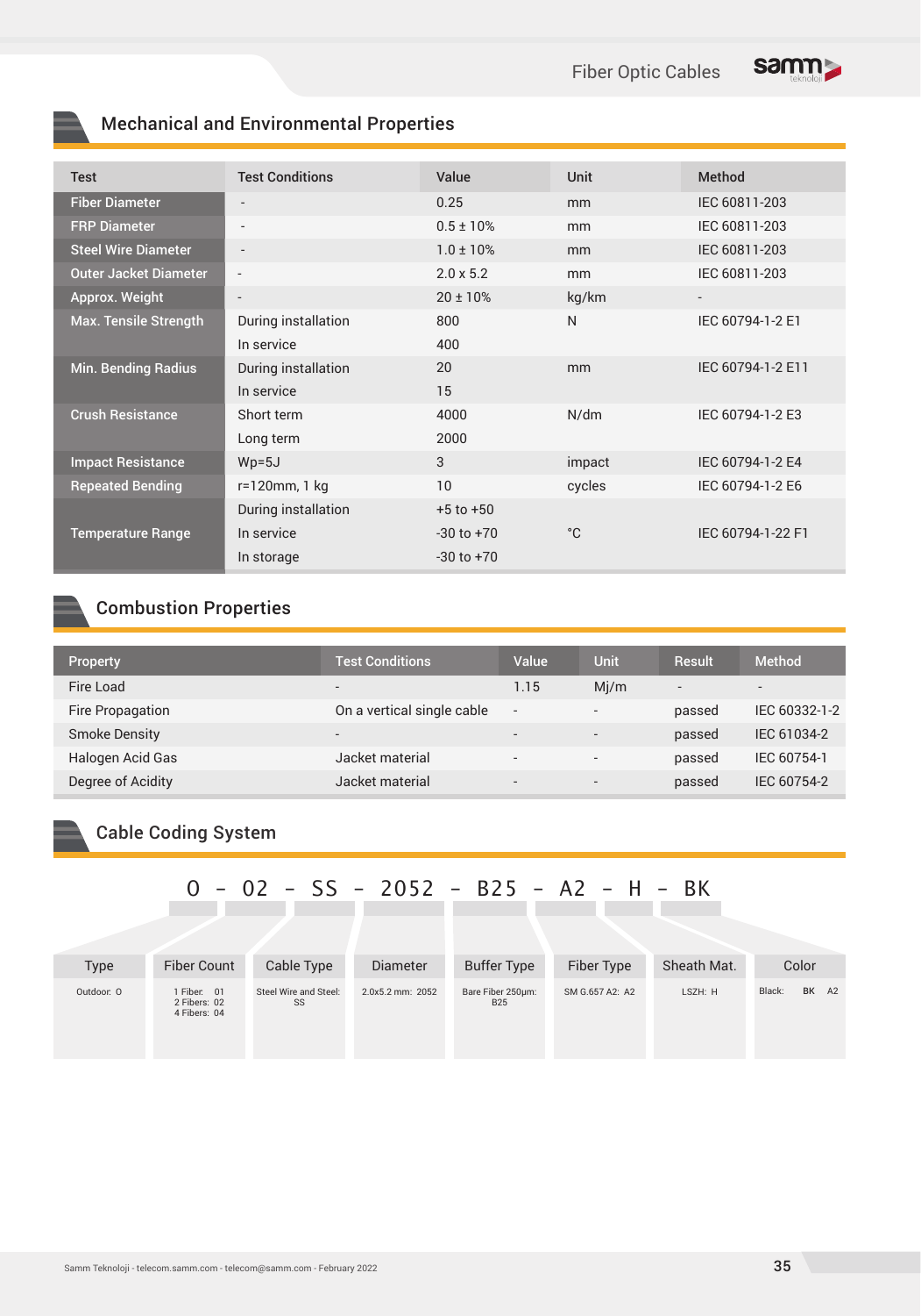## Mechanical and Environmental Properties

| Test | Test Conditions | Value | Unit | Method |
|---|---|---|---|---|
| Fiber Diameter | - | 0.25 | mm | IEC 60811-203 |
| FRP Diameter | - | 0.5 ± 10% | mm | IEC 60811-203 |
| Steel Wire Diameter | - | 1.0 ± 10% | mm | IEC 60811-203 |
| Outer Jacket Diameter | - | 2.0 x 5.2 | mm | IEC 60811-203 |
| Approx. Weight | - | 20 ± 10% | kg/km | - |
| Max. Tensile Strength | During installation | 800 | N | IEC 60794-1-2 E1 |
| | In service | 400 | | |
| Min. Bending Radius | During installation | 20 | mm | IEC 60794-1-2 E11 |
| | In service | 15 | | |
| Crush Resistance | Short term | 4000 | N/dm | IEC 60794-1-2 E3 |
| | Long term | 2000 | | |
| Impact Resistance | Wp=5J | 3 | impact | IEC 60794-1-2 E4 |
| Repeated Bending | r=120mm, 1 kg | 10 | cycles | IEC 60794-1-2 E6 |
| Temperature Range | During installation | +5 to +50 | °C | IEC 60794-1-22 F1 |
| | In service | -30 to +70 | | |
| | In storage | -30 to +70 | | |

## Combustion Properties

| Property | Test Conditions | Value | Unit | Result | Method |
|---|---|---|---|---|---|
| Fire Load | - | 1.15 | Mj/m | - | - |
| Fire Propagation | On a vertical single cable | - | - | passed | IEC 60332-1-2 |
| Smoke Density | - | - | - | passed | IEC 61034-2 |
| Halogen Acid Gas | Jacket material | - | - | passed | IEC 60754-1 |
| Degree of Acidity | Jacket material | - | - | passed | IEC 60754-2 |

## Cable Coding System

O - 02 - SS - 2052 - B25 - A2 - H - BK

| Type | Fiber Count | Cable Type | Diameter | Buffer Type | Fiber Type | Sheath Mat. | Color |
|---|---|---|---|---|---|---|---|
| Outdoor: O | 1 Fiber: 01<br>2 Fibers: 02<br>4 Fibers: 04 | Steel Wire and Steel: SS | 2.0x5.2 mm: 2052 | Bare Fiber 250µm: B25 | SM G.657 A2: A2 | LSZH: H | Black: BK A2 |

Samm Teknoloji - telecom.samm.com - telecom@samm.com - February 2022